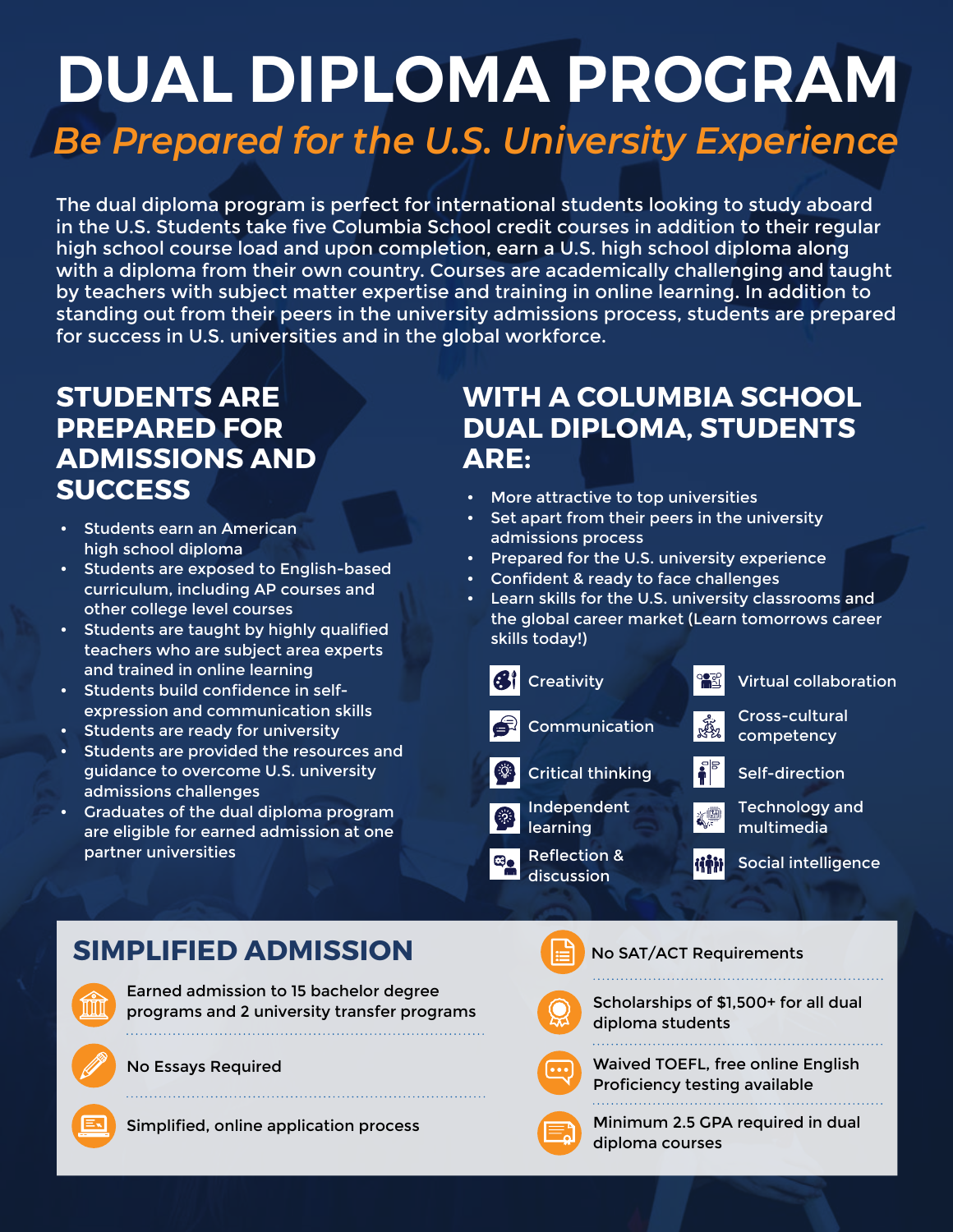# DUAL DIPLOMA PROGRAM

## *Be Prepared for the U.S. University Experience*

The dual diploma program is perfect for international students looking to study aboard in the U.S. Students take five Columbia School credit courses in addition to their regular high school course load and upon completion, earn a U.S. high school diploma along with a diploma from their own country. Courses are academically challenging and taught by teachers with subject matter expertise and training in online learning. In addition to standing out from their peers in the university admissions process, students are prepared for success in U.S. universities and in the global workforce.

## STUDENTS ARE PREPARED FOR ADMISSIONS AND SUCCESS

- Students earn an American high school diploma
- Students are exposed to English-based curriculum, including AP courses and other college level courses
- Students are taught by highly qualified teachers who are subject area experts and trained in online learning
- Students build confidence in self-expression and communication skills
- Students are ready for university
- Students are provided the resources and guidance to overcome U.S. university admissions challenges
- Graduates of the dual diploma program are eligible for earned admission at one partner universities

## WITH A COLUMBIA SCHOOL DUAL DIPLOMA, STUDENTS ARE:

- More attractive to top universities
- Set apart from their peers in the university admissions process
- Prepared for the U.S. university experience
- Confident & ready to face challenges
- Learn skills for the U.S. university classrooms and the global career market (Learn tomorrows career skills today!)

- Creativity
- Communication
- Critical thinking
- Independent learning
- Reflection & discussion
- Virtual collaboration
- Cross-cultural competency
- Self-direction
- Technology and multimedia
- Social intelligence

## SIMPLIFIED ADMISSION

- Earned admission to 15 bachelor degree programs and 2 university transfer programs
- No Essays Required
- Simplified, online application process
- No SAT/ACT Requirements
- Scholarships of $1,500+ for all dual diploma students
- Waived TOEFL, free online English Proficiency testing available
- Minimum 2.5 GPA required in dual diploma courses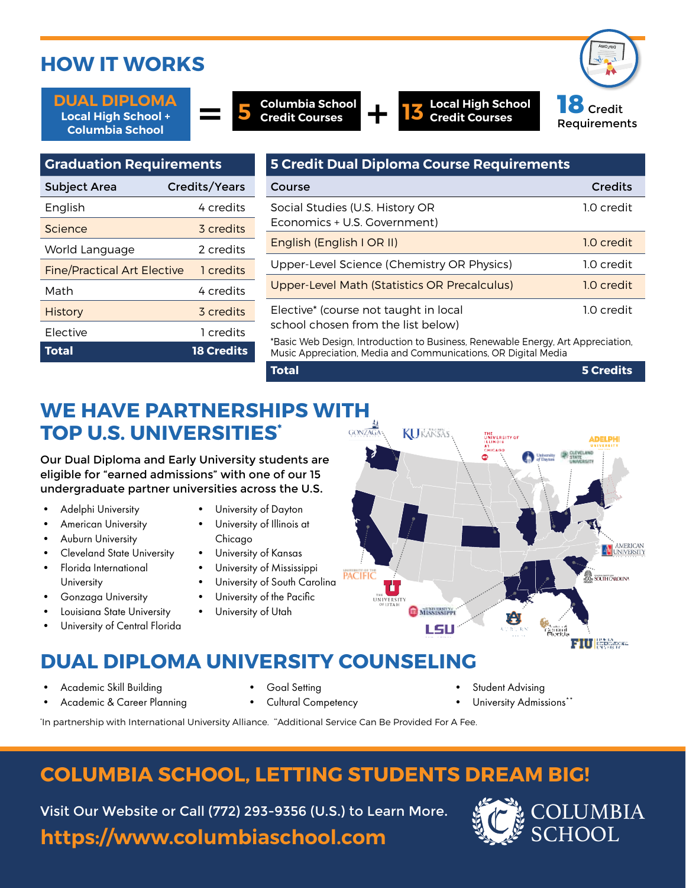# HOW IT WORKS

**DUAL DIPLOMA** Local High School + Columbia School = **5** Columbia School Credit Courses + **13** Local High School Credit Courses

**18** Credit Requirements

| Graduation Requirements | |
|---|---|
| **Subject Area** | **Credits/Years** |
| English | 4 credits |
| Science | 3 credits |
| World Language | 2 credits |
| Fine/Practical Art Elective | 1 credits |
| Math | 4 credits |
| History | 3 credits |
| Elective | 1 credits |
| **Total** | **18 Credits** |

| 5 Credit Dual Diploma Course Requirements | |
|---|---|
| **Course** | **Credits** |
| Social Studies (U.S. History OR Economics + U.S. Government) | 1.0 credit |
| English (English I OR II) | 1.0 credit |
| Upper-Level Science (Chemistry OR Physics) | 1.0 credit |
| Upper-Level Math (Statistics OR Precalculus) | 1.0 credit |
| Elective* (course not taught in local school chosen from the list below) | 1.0 credit |
| *Basic Web Design, Introduction to Business, Renewable Energy, Art Appreciation, Music Appreciation, Media and Communications, OR Digital Media | |
| **Total** | **5 Credits** |

# WE HAVE PARTNERSHIPS WITH TOP U.S. UNIVERSITIES*

Our Dual Diploma and Early University students are eligible for "earned admissions" with one of our 15 undergraduate partner universities across the U.S.

- Adelphi University
- American University
- Auburn University
- Cleveland State University
- Florida International University
- Gonzaga University
- Louisiana State University
- University of Central Florida
- University of Dayton
- University of Illinois at Chicago
- University of Kansas
- University of Mississippi
- University of South Carolina
- University of the Pacific
- University of Utah

# DUAL DIPLOMA UNIVERSITY COUNSELING

- Academic Skill Building
- Academic & Career Planning
- Goal Setting
- Cultural Competency
- Student Advising
- University Admissions**

*In partnership with International University Alliance. **Additional Service Can Be Provided For A Fee.

## COLUMBIA SCHOOL, LETTING STUDENTS DREAM BIG!

Visit Our Website or Call (772) 293-9356 (U.S.) to Learn More.

**https://www.columbiaschool.com**

COLUMBIA SCHOOL